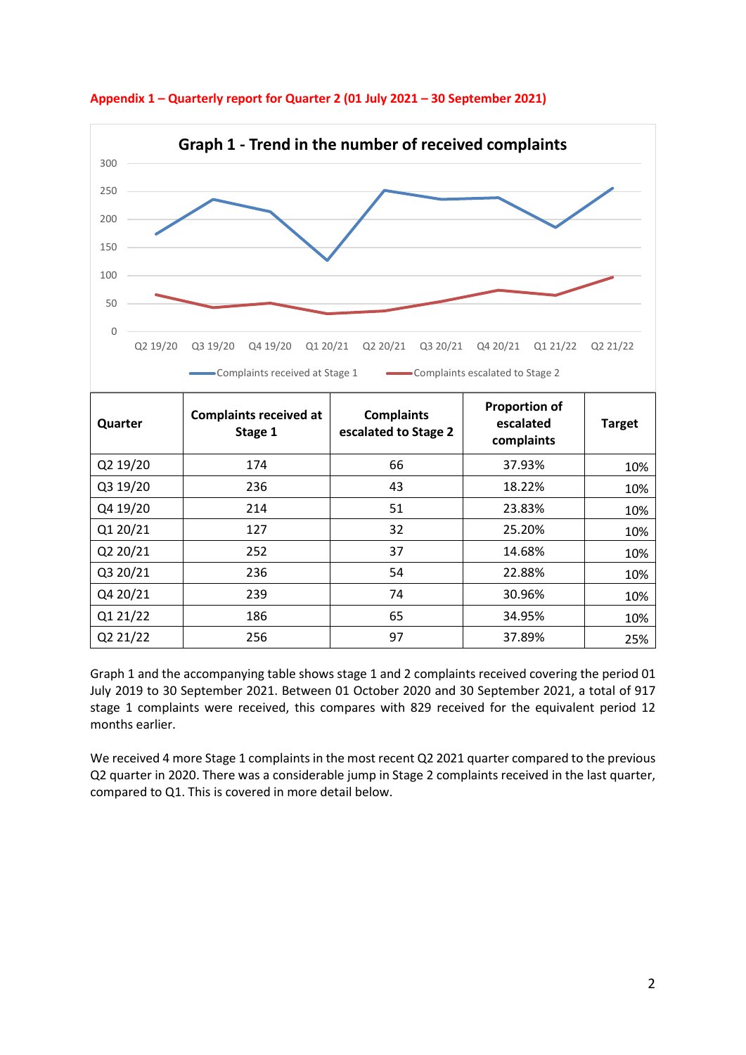**Appendix 1 – Quarterly report for Quarter 2 (01 July 2021 – 30 September 2021)**

Graph 1 - Trend in the number of received complaints

300
250
200
150
100
50
0

Q2 19/20 Q3 19/20 Q4 19/20 Q1 20/21 Q2 20/21 Q3 20/21 Q4 20/21 Q1 21/22 Q2 21/22

Complaints received at Stage 1 Complaints escalated to Stage 2

| Quarter | Complaints received at Stage 1 | Complaints escalated to Stage 2 | Proportion of escalated complaints | Target |
|---|---|---|---|---|
| Q2 19/20 | 174 | 66 | 37.93% | 10% |
| Q3 19/20 | 236 | 43 | 18.22% | 10% |
| Q4 19/20 | 214 | 51 | 23.83% | 10% |
| Q1 20/21 | 127 | 32 | 25.20% | 10% |
| Q2 20/21 | 252 | 37 | 14.68% | 10% |
| Q3 20/21 | 236 | 54 | 22.88% | 10% |
| Q4 20/21 | 239 | 74 | 30.96% | 10% |
| Q1 21/22 | 186 | 65 | 34.95% | 10% |
| Q2 21/22 | 256 | 97 | 37.89% | 25% |

Graph 1 and the accompanying table shows stage 1 and 2 complaints received covering the period 01 July 2019 to 30 September 2021. Between 01 October 2020 and 30 September 2021, a total of 917 stage 1 complaints were received, this compares with 829 received for the equivalent period 12 months earlier.

We received 4 more Stage 1 complaints in the most recent Q2 2021 quarter compared to the previous Q2 quarter in 2020. There was a considerable jump in Stage 2 complaints received in the last quarter, compared to Q1. This is covered in more detail below.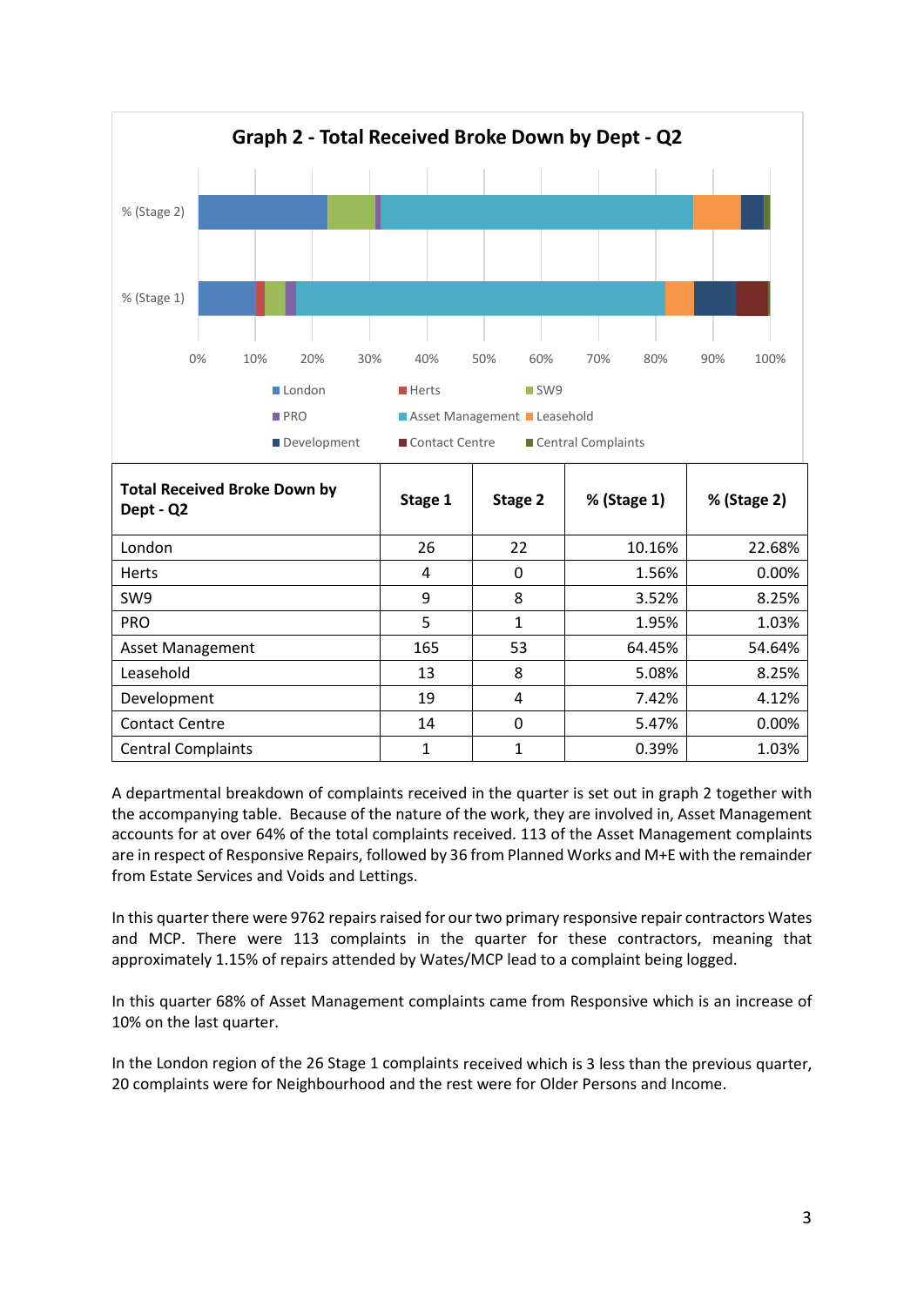**Graph 2 - Total Received Broke Down by Dept - Q2**

% (Stage 2)
% (Stage 1)

0% 10% 20% 30% 40% 50% 60% 70% 80% 90% 100%

London, Herts, SW9, PRO, Asset Management, Leasehold, Development, Contact Centre, Central Complaints

| Total Received Broke Down by Dept - Q2 | Stage 1 | Stage 2 | % (Stage 1) | % (Stage 2) |
|---|---|---|---|---|
| London | 26 | 22 | 10.16% | 22.68% |
| Herts | 4 | 0 | 1.56% | 0.00% |
| SW9 | 9 | 8 | 3.52% | 8.25% |
| PRO | 5 | 1 | 1.95% | 1.03% |
| Asset Management | 165 | 53 | 64.45% | 54.64% |
| Leasehold | 13 | 8 | 5.08% | 8.25% |
| Development | 19 | 4 | 7.42% | 4.12% |
| Contact Centre | 14 | 0 | 5.47% | 0.00% |
| Central Complaints | 1 | 1 | 0.39% | 1.03% |

A departmental breakdown of complaints received in the quarter is set out in graph 2 together with the accompanying table. Because of the nature of the work, they are involved in, Asset Management accounts for at over 64% of the total complaints received. 113 of the Asset Management complaints are in respect of Responsive Repairs, followed by 36 from Planned Works and M+E with the remainder from Estate Services and Voids and Lettings.

In this quarter there were 9762 repairs raised for our two primary responsive repair contractors Wates and MCP. There were 113 complaints in the quarter for these contractors, meaning that approximately 1.15% of repairs attended by Wates/MCP lead to a complaint being logged.

In this quarter 68% of Asset Management complaints came from Responsive which is an increase of 10% on the last quarter.

In the London region of the 26 Stage 1 complaints received which is 3 less than the previous quarter, 20 complaints were for Neighbourhood and the rest were for Older Persons and Income.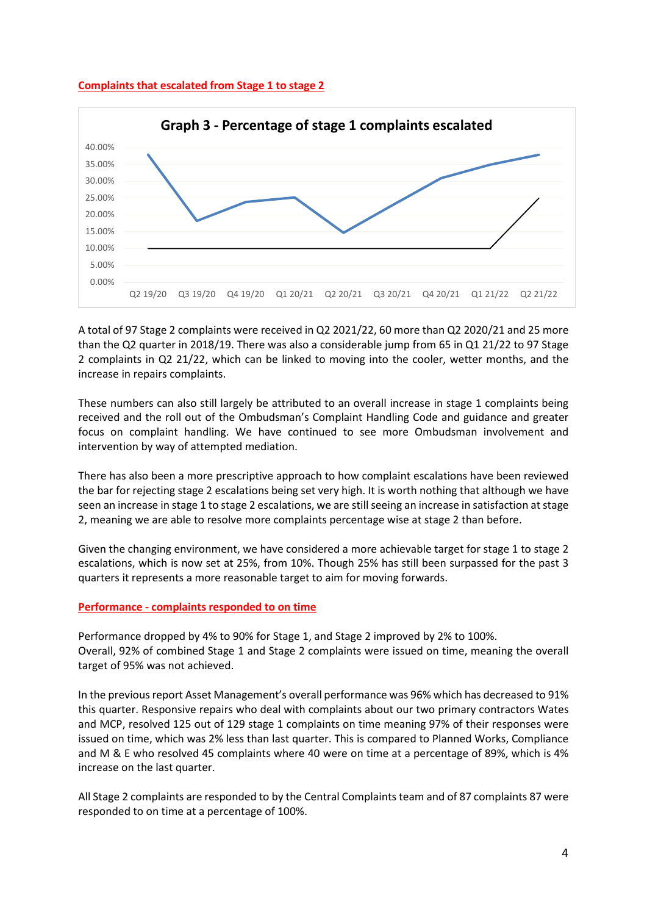**Complaints that escalated from Stage 1 to stage 2**

Graph 3 - Percentage of stage 1 complaints escalated

40.00%
35.00%
30.00%
25.00%
20.00%
15.00%
10.00%
5.00%
0.00%

Q2 19/20 Q3 19/20 Q4 19/20 Q1 20/21 Q2 20/21 Q3 20/21 Q4 20/21 Q1 21/22 Q2 21/22

A total of 97 Stage 2 complaints were received in Q2 2021/22, 60 more than Q2 2020/21 and 25 more than the Q2 quarter in 2018/19. There was also a considerable jump from 65 in Q1 21/22 to 97 Stage 2 complaints in Q2 21/22, which can be linked to moving into the cooler, wetter months, and the increase in repairs complaints.

These numbers can also still largely be attributed to an overall increase in stage 1 complaints being received and the roll out of the Ombudsman's Complaint Handling Code and guidance and greater focus on complaint handling. We have continued to see more Ombudsman involvement and intervention by way of attempted mediation.

There has also been a more prescriptive approach to how complaint escalations have been reviewed the bar for rejecting stage 2 escalations being set very high. It is worth nothing that although we have seen an increase in stage 1 to stage 2 escalations, we are still seeing an increase in satisfaction at stage 2, meaning we are able to resolve more complaints percentage wise at stage 2 than before.

Given the changing environment, we have considered a more achievable target for stage 1 to stage 2 escalations, which is now set at 25%, from 10%. Though 25% has still been surpassed for the past 3 quarters it represents a more reasonable target to aim for moving forwards.

**Performance - complaints responded to on time**

Performance dropped by 4% to 90% for Stage 1, and Stage 2 improved by 2% to 100%.
Overall, 92% of combined Stage 1 and Stage 2 complaints were issued on time, meaning the overall target of 95% was not achieved.

In the previous report Asset Management's overall performance was 96% which has decreased to 91% this quarter. Responsive repairs who deal with complaints about our two primary contractors Wates and MCP, resolved 125 out of 129 stage 1 complaints on time meaning 97% of their responses were issued on time, which was 2% less than last quarter. This is compared to Planned Works, Compliance and M & E who resolved 45 complaints where 40 were on time at a percentage of 89%, which is 4% increase on the last quarter.

All Stage 2 complaints are responded to by the Central Complaints team and of 87 complaints 87 were responded to on time at a percentage of 100%.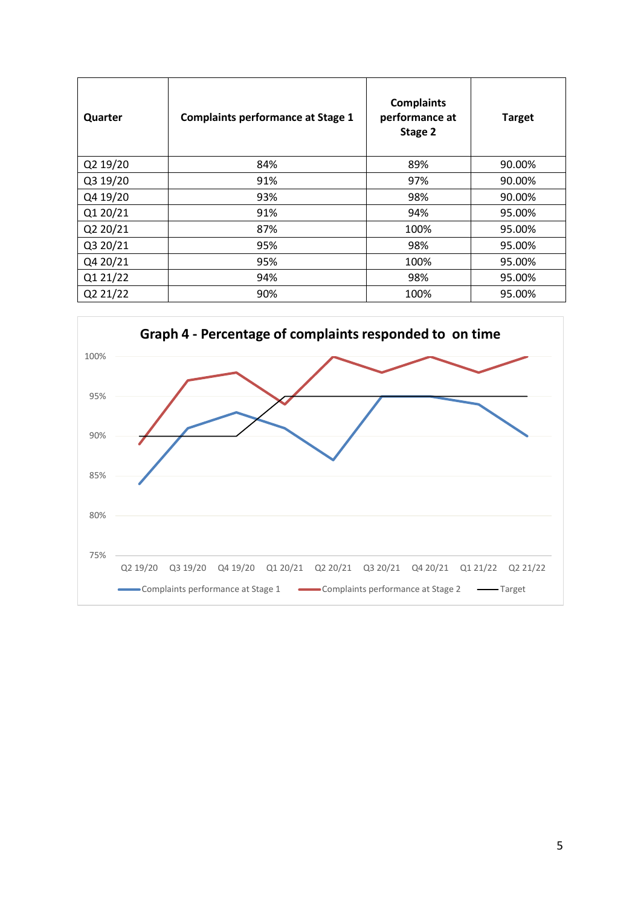| Quarter | Complaints performance at Stage 1 | Complaints performance at Stage 2 | Target |
|---|---|---|---|
| Q2 19/20 | 84% | 89% | 90.00% |
| Q3 19/20 | 91% | 97% | 90.00% |
| Q4 19/20 | 93% | 98% | 90.00% |
| Q1 20/21 | 91% | 94% | 95.00% |
| Q2 20/21 | 87% | 100% | 95.00% |
| Q3 20/21 | 95% | 98% | 95.00% |
| Q4 20/21 | 95% | 100% | 95.00% |
| Q1 21/22 | 94% | 98% | 95.00% |
| Q2 21/22 | 90% | 100% | 95.00% |

**Graph 4 - Percentage of complaints responded to on time**

100%
95%
90%
85%
80%
75%

Q2 19/20 Q3 19/20 Q4 19/20 Q1 20/21 Q2 20/21 Q3 20/21 Q4 20/21 Q1 21/22 Q2 21/22

Complaints performance at Stage 1
Complaints performance at Stage 2
Target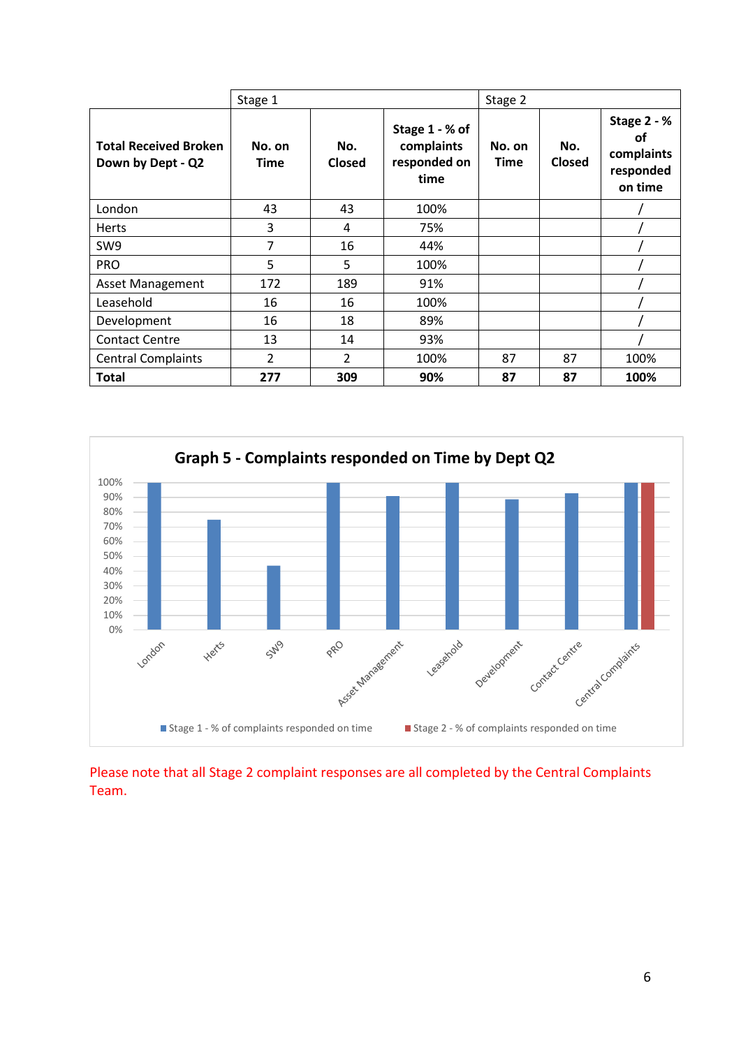| | Stage 1 | | | Stage 2 | | |
|---|---|---|---|---|---|---|
| **Total Received Broken Down by Dept - Q2** | **No. on Time** | **No. Closed** | **Stage 1 - % of complaints responded on time** | **No. on Time** | **No. Closed** | **Stage 2 - % of complaints responded on time** |
| London | 43 | 43 | 100% | | | / |
| Herts | 3 | 4 | 75% | | | / |
| SW9 | 7 | 16 | 44% | | | / |
| PRO | 5 | 5 | 100% | | | / |
| Asset Management | 172 | 189 | 91% | | | / |
| Leasehold | 16 | 16 | 100% | | | / |
| Development | 16 | 18 | 89% | | | / |
| Contact Centre | 13 | 14 | 93% | | | / |
| Central Complaints | 2 | 2 | 100% | 87 | 87 | 100% |
| **Total** | **277** | **309** | **90%** | **87** | **87** | **100%** |

**Graph 5 - Complaints responded on Time by Dept Q2**

100%
90%
80%
70%
60%
50%
40%
30%
20%
10%
0%

London
Herts
SW9
PRO
Asset Management
Leasehold
Development
Contact Centre
Central Complaints

Stage 1 - % of complaints responded on time
Stage 2 - % of complaints responded on time

Please note that all Stage 2 complaint responses are all completed by the Central Complaints Team.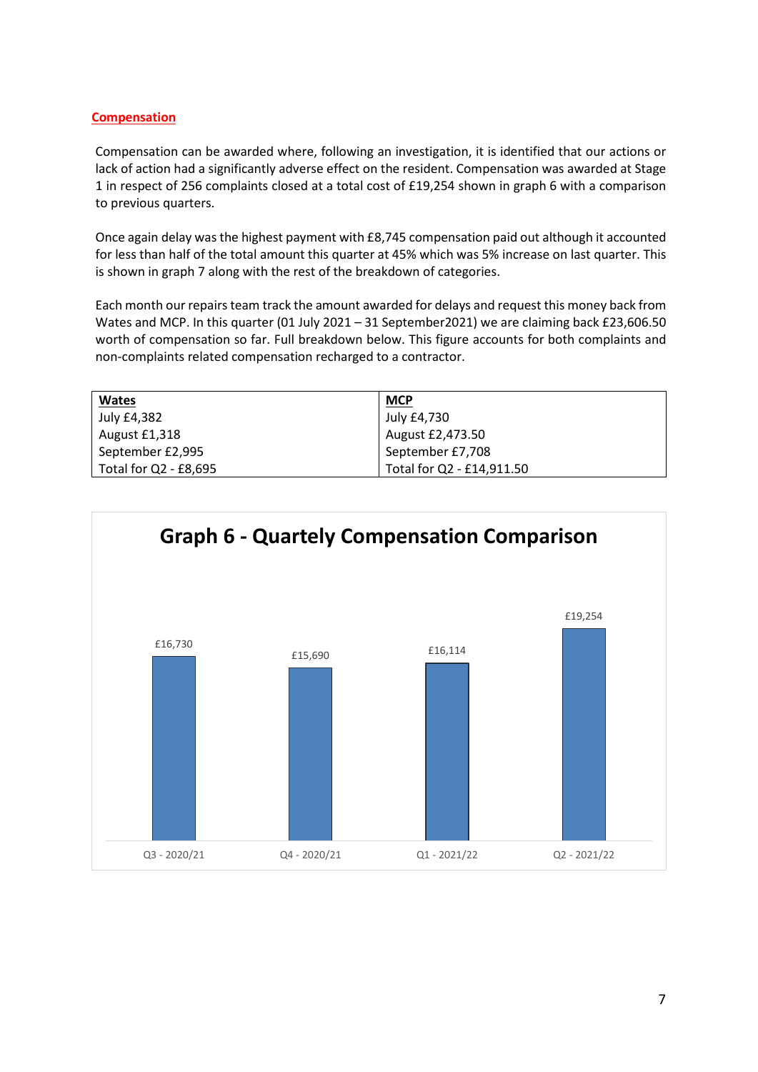## Compensation

Compensation can be awarded where, following an investigation, it is identified that our actions or lack of action had a significantly adverse effect on the resident. Compensation was awarded at Stage 1 in respect of 256 complaints closed at a total cost of £19,254 shown in graph 6 with a comparison to previous quarters.

Once again delay was the highest payment with £8,745 compensation paid out although it accounted for less than half of the total amount this quarter at 45% which was 5% increase on last quarter. This is shown in graph 7 along with the rest of the breakdown of categories.

Each month our repairs team track the amount awarded for delays and request this money back from Wates and MCP. In this quarter (01 July 2021 – 31 September2021) we are claiming back £23,606.50 worth of compensation so far. Full breakdown below. This figure accounts for both complaints and non-complaints related compensation recharged to a contractor.

| **Wates** | **MCP** |
|---|---|
| July £4,382 | July £4,730 |
| August £1,318 | August £2,473.50 |
| September £2,995 | September £7,708 |
| Total for Q2 - £8,695 | Total for Q2 - £14,911.50 |

**Graph 6 - Quartely Compensation Comparison**

£16,730
£15,690
£16,114
£19,254

Q3 - 2020/21
Q4 - 2020/21
Q1 - 2021/22
Q2 - 2021/22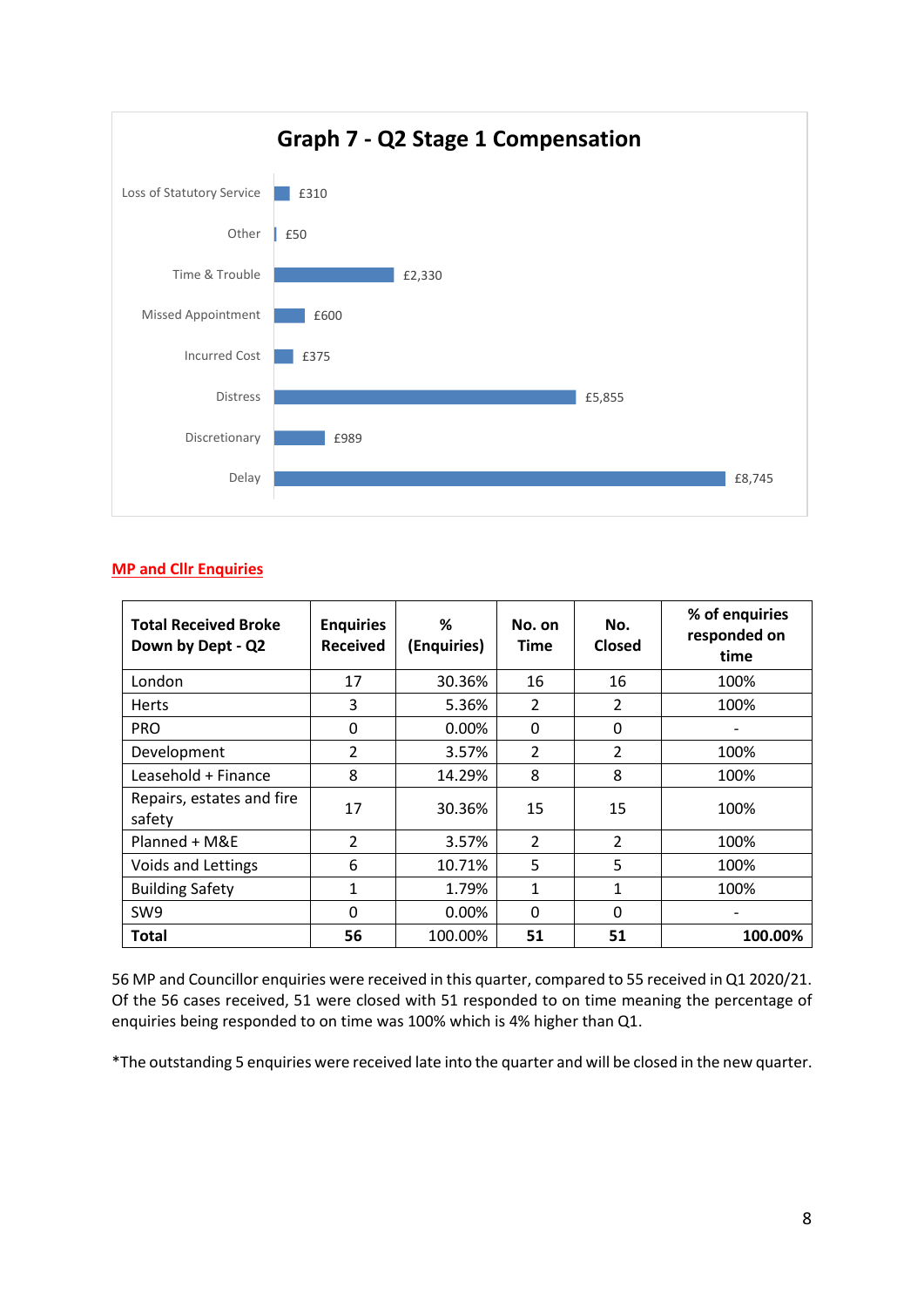Graph 7 - Q2 Stage 1 Compensation

Loss of Statutory Service £310
Other £50
Time & Trouble £2,330
Missed Appointment £600
Incurred Cost £375
Distress £5,855
Discretionary £989
Delay £8,745

## MP and Cllr Enquiries

| Total Received Broke Down by Dept - Q2 | Enquiries Received | % (Enquiries) | No. on Time | No. Closed | % of enquiries responded on time |
|---|---|---|---|---|---|
| London | 17 | 30.36% | 16 | 16 | 100% |
| Herts | 3 | 5.36% | 2 | 2 | 100% |
| PRO | 0 | 0.00% | 0 | 0 | - |
| Development | 2 | 3.57% | 2 | 2 | 100% |
| Leasehold + Finance | 8 | 14.29% | 8 | 8 | 100% |
| Repairs, estates and fire safety | 17 | 30.36% | 15 | 15 | 100% |
| Planned + M&E | 2 | 3.57% | 2 | 2 | 100% |
| Voids and Lettings | 6 | 10.71% | 5 | 5 | 100% |
| Building Safety | 1 | 1.79% | 1 | 1 | 100% |
| SW9 | 0 | 0.00% | 0 | 0 | - |
| **Total** | **56** | 100.00% | **51** | **51** | **100.00%** |

56 MP and Councillor enquiries were received in this quarter, compared to 55 received in Q1 2020/21. Of the 56 cases received, 51 were closed with 51 responded to on time meaning the percentage of enquiries being responded to on time was 100% which is 4% higher than Q1.

*The outstanding 5 enquiries were received late into the quarter and will be closed in the new quarter.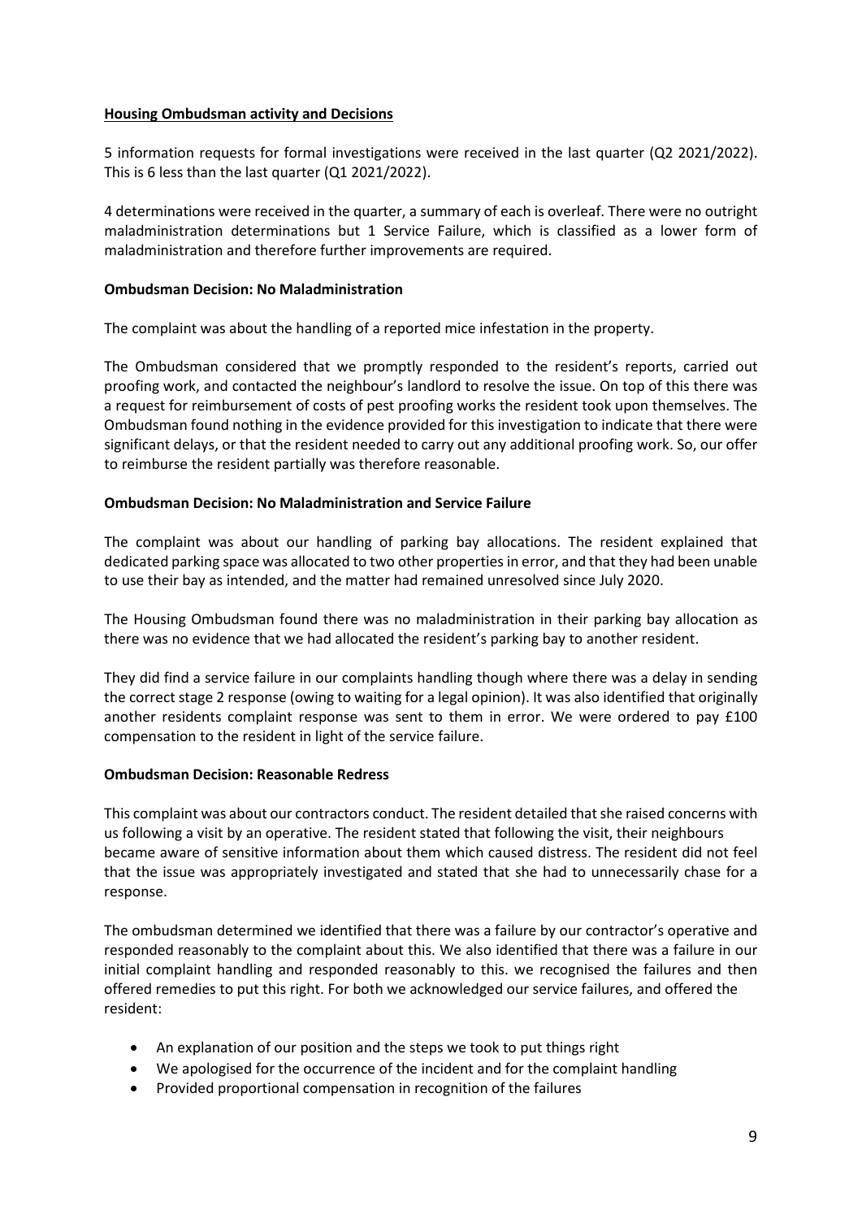**Housing Ombudsman activity and Decisions**

5 information requests for formal investigations were received in the last quarter (Q2 2021/2022). This is 6 less than the last quarter (Q1 2021/2022).

4 determinations were received in the quarter, a summary of each is overleaf. There were no outright maladministration determinations but 1 Service Failure, which is classified as a lower form of maladministration and therefore further improvements are required.

**Ombudsman Decision: No Maladministration**

The complaint was about the handling of a reported mice infestation in the property.

The Ombudsman considered that we promptly responded to the resident's reports, carried out proofing work, and contacted the neighbour's landlord to resolve the issue. On top of this there was a request for reimbursement of costs of pest proofing works the resident took upon themselves. The Ombudsman found nothing in the evidence provided for this investigation to indicate that there were significant delays, or that the resident needed to carry out any additional proofing work. So, our offer to reimburse the resident partially was therefore reasonable.

**Ombudsman Decision: No Maladministration and Service Failure**

The complaint was about our handling of parking bay allocations. The resident explained that dedicated parking space was allocated to two other properties in error, and that they had been unable to use their bay as intended, and the matter had remained unresolved since July 2020.

The Housing Ombudsman found there was no maladministration in their parking bay allocation as there was no evidence that we had allocated the resident's parking bay to another resident.

They did find a service failure in our complaints handling though where there was a delay in sending the correct stage 2 response (owing to waiting for a legal opinion). It was also identified that originally another residents complaint response was sent to them in error. We were ordered to pay £100 compensation to the resident in light of the service failure.

**Ombudsman Decision: Reasonable Redress**

This complaint was about our contractors conduct. The resident detailed that she raised concerns with us following a visit by an operative. The resident stated that following the visit, their neighbours became aware of sensitive information about them which caused distress. The resident did not feel that the issue was appropriately investigated and stated that she had to unnecessarily chase for a response.

The ombudsman determined we identified that there was a failure by our contractor's operative and responded reasonably to the complaint about this. We also identified that there was a failure in our initial complaint handling and responded reasonably to this. we recognised the failures and then offered remedies to put this right. For both we acknowledged our service failures, and offered the resident:

- An explanation of our position and the steps we took to put things right
- We apologised for the occurrence of the incident and for the complaint handling
- Provided proportional compensation in recognition of the failures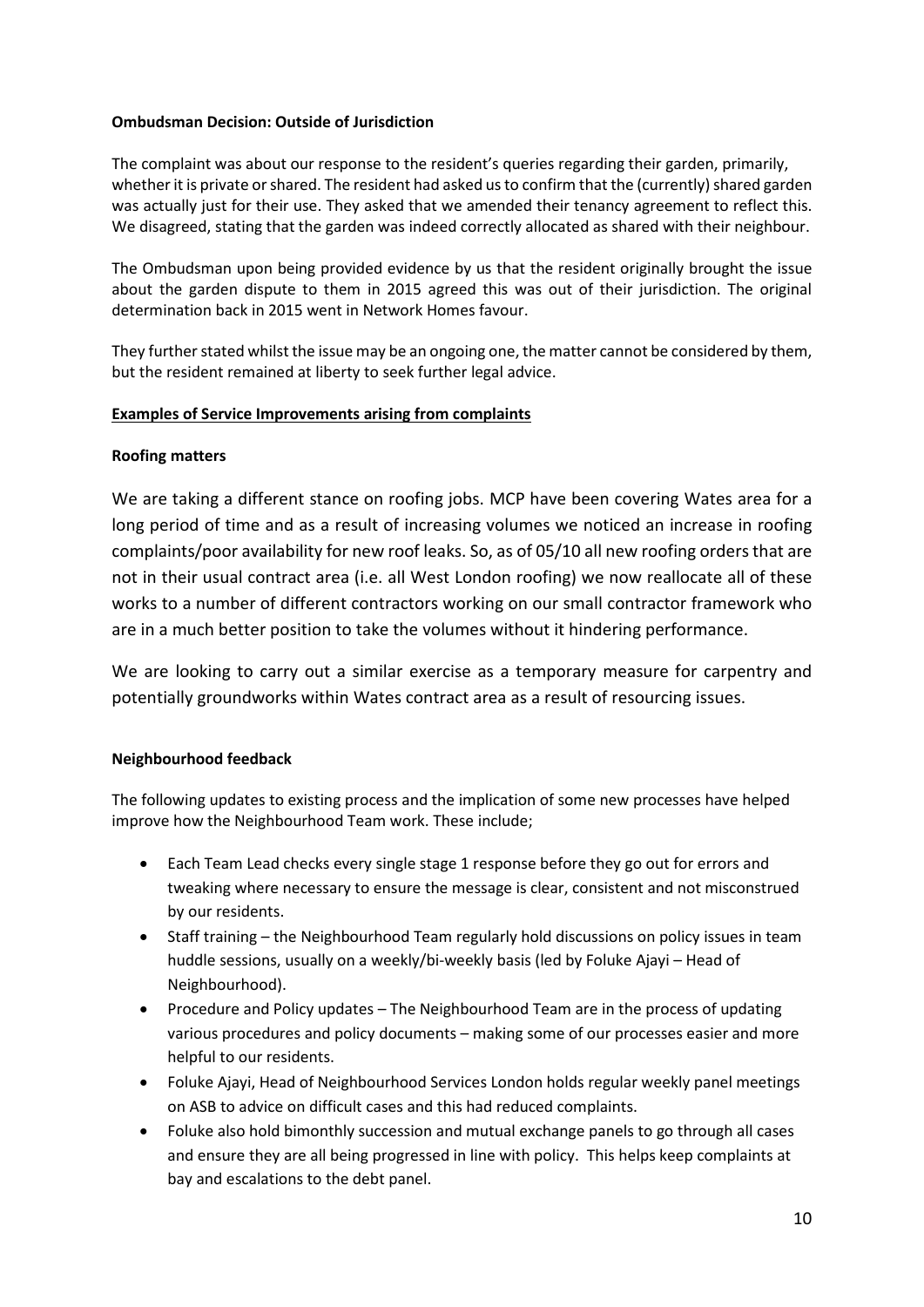**Ombudsman Decision: Outside of Jurisdiction**

The complaint was about our response to the resident's queries regarding their garden, primarily, whether it is private or shared. The resident had asked us to confirm that the (currently) shared garden was actually just for their use. They asked that we amended their tenancy agreement to reflect this. We disagreed, stating that the garden was indeed correctly allocated as shared with their neighbour.

The Ombudsman upon being provided evidence by us that the resident originally brought the issue about the garden dispute to them in 2015 agreed this was out of their jurisdiction. The original determination back in 2015 went in Network Homes favour.

They further stated whilst the issue may be an ongoing one, the matter cannot be considered by them, but the resident remained at liberty to seek further legal advice.

**Examples of Service Improvements arising from complaints**

**Roofing matters**

We are taking a different stance on roofing jobs. MCP have been covering Wates area for a long period of time and as a result of increasing volumes we noticed an increase in roofing complaints/poor availability for new roof leaks. So, as of 05/10 all new roofing orders that are not in their usual contract area (i.e. all West London roofing) we now reallocate all of these works to a number of different contractors working on our small contractor framework who are in a much better position to take the volumes without it hindering performance.

We are looking to carry out a similar exercise as a temporary measure for carpentry and potentially groundworks within Wates contract area as a result of resourcing issues.

**Neighbourhood feedback**

The following updates to existing process and the implication of some new processes have helped improve how the Neighbourhood Team work. These include;

- Each Team Lead checks every single stage 1 response before they go out for errors and tweaking where necessary to ensure the message is clear, consistent and not misconstrued by our residents.
- Staff training – the Neighbourhood Team regularly hold discussions on policy issues in team huddle sessions, usually on a weekly/bi-weekly basis (led by Foluke Ajayi – Head of Neighbourhood).
- Procedure and Policy updates – The Neighbourhood Team are in the process of updating various procedures and policy documents – making some of our processes easier and more helpful to our residents.
- Foluke Ajayi, Head of Neighbourhood Services London holds regular weekly panel meetings on ASB to advice on difficult cases and this had reduced complaints.
- Foluke also hold bimonthly succession and mutual exchange panels to go through all cases and ensure they are all being progressed in line with policy. This helps keep complaints at bay and escalations to the debt panel.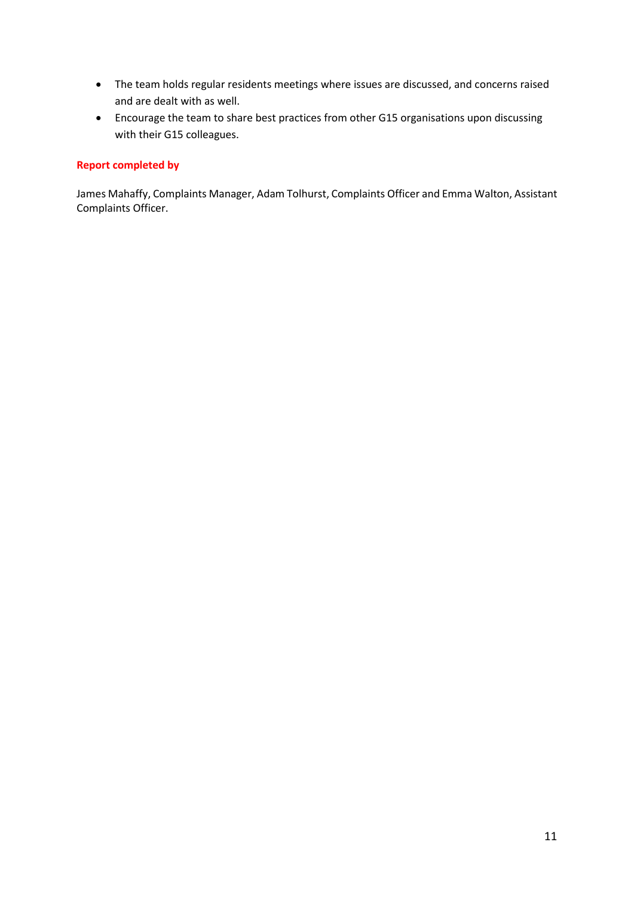- The team holds regular residents meetings where issues are discussed, and concerns raised and are dealt with as well.
- Encourage the team to share best practices from other G15 organisations upon discussing with their G15 colleagues.

**Report completed by**

James Mahaffy, Complaints Manager, Adam Tolhurst, Complaints Officer and Emma Walton, Assistant Complaints Officer.